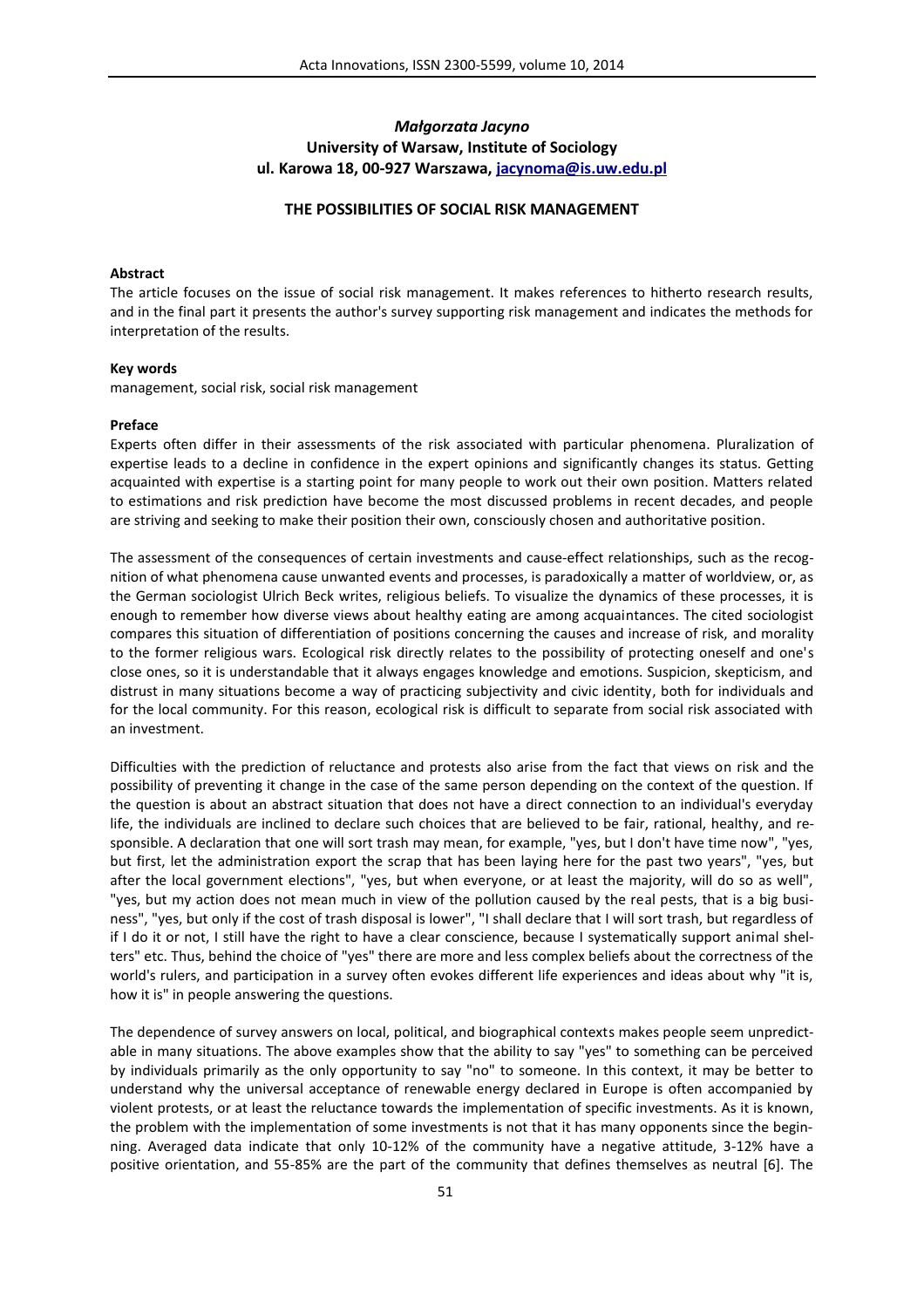*Małgorzata Jacyno*
**University of Warsaw, Institute of Sociology**
**ul. Karowa 18, 00-927 Warszawa, jacynoma@is.uw.edu.pl**

# THE POSSIBILITIES OF SOCIAL RISK MANAGEMENT

**Abstract**

The article focuses on the issue of social risk management. It makes references to hitherto research results, and in the final part it presents the author's survey supporting risk management and indicates the methods for interpretation of the results.

**Key words**

management, social risk, social risk management

**Preface**

Experts often differ in their assessments of the risk associated with particular phenomena. Pluralization of expertise leads to a decline in confidence in the expert opinions and significantly changes its status. Getting acquainted with expertise is a starting point for many people to work out their own position. Matters related to estimations and risk prediction have become the most discussed problems in recent decades, and people are striving and seeking to make their position their own, consciously chosen and authoritative position.

The assessment of the consequences of certain investments and cause-effect relationships, such as the recognition of what phenomena cause unwanted events and processes, is paradoxically a matter of worldview, or, as the German sociologist Ulrich Beck writes, religious beliefs. To visualize the dynamics of these processes, it is enough to remember how diverse views about healthy eating are among acquaintances. The cited sociologist compares this situation of differentiation of positions concerning the causes and increase of risk, and morality to the former religious wars. Ecological risk directly relates to the possibility of protecting oneself and one's close ones, so it is understandable that it always engages knowledge and emotions. Suspicion, skepticism, and distrust in many situations become a way of practicing subjectivity and civic identity, both for individuals and for the local community. For this reason, ecological risk is difficult to separate from social risk associated with an investment.

Difficulties with the prediction of reluctance and protests also arise from the fact that views on risk and the possibility of preventing it change in the case of the same person depending on the context of the question. If the question is about an abstract situation that does not have a direct connection to an individual's everyday life, the individuals are inclined to declare such choices that are believed to be fair, rational, healthy, and responsible. A declaration that one will sort trash may mean, for example, "yes, but I don't have time now", "yes, but first, let the administration export the scrap that has been laying here for the past two years", "yes, but after the local government elections", "yes, but when everyone, or at least the majority, will do so as well", "yes, but my action does not mean much in view of the pollution caused by the real pests, that is a big business", "yes, but only if the cost of trash disposal is lower", "I shall declare that I will sort trash, but regardless of if I do it or not, I still have the right to have a clear conscience, because I systematically support animal shelters" etc. Thus, behind the choice of "yes" there are more and less complex beliefs about the correctness of the world's rulers, and participation in a survey often evokes different life experiences and ideas about why "it is, how it is" in people answering the questions.

The dependence of survey answers on local, political, and biographical contexts makes people seem unpredictable in many situations. The above examples show that the ability to say "yes" to something can be perceived by individuals primarily as the only opportunity to say "no" to someone. In this context, it may be better to understand why the universal acceptance of renewable energy declared in Europe is often accompanied by violent protests, or at least the reluctance towards the implementation of specific investments. As it is known, the problem with the implementation of some investments is not that it has many opponents since the beginning. Averaged data indicate that only 10-12% of the community have a negative attitude, 3-12% have a positive orientation, and 55-85% are the part of the community that defines themselves as neutral [6]. The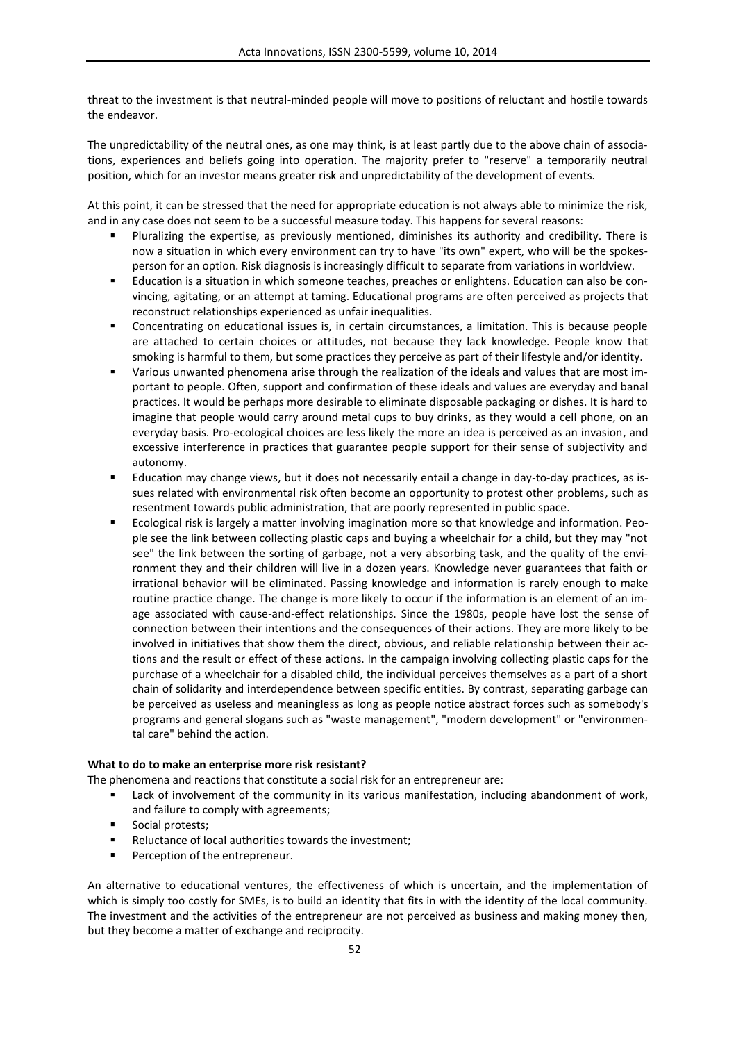threat to the investment is that neutral-minded people will move to positions of reluctant and hostile towards the endeavor.

The unpredictability of the neutral ones, as one may think, is at least partly due to the above chain of associations, experiences and beliefs going into operation. The majority prefer to "reserve" a temporarily neutral position, which for an investor means greater risk and unpredictability of the development of events.

At this point, it can be stressed that the need for appropriate education is not always able to minimize the risk, and in any case does not seem to be a successful measure today. This happens for several reasons:

- Pluralizing the expertise, as previously mentioned, diminishes its authority and credibility. There is now a situation in which every environment can try to have "its own" expert, who will be the spokesperson for an option. Risk diagnosis is increasingly difficult to separate from variations in worldview.
- Education is a situation in which someone teaches, preaches or enlightens. Education can also be convincing, agitating, or an attempt at taming. Educational programs are often perceived as projects that reconstruct relationships experienced as unfair inequalities.
- Concentrating on educational issues is, in certain circumstances, a limitation. This is because people are attached to certain choices or attitudes, not because they lack knowledge. People know that smoking is harmful to them, but some practices they perceive as part of their lifestyle and/or identity.
- Various unwanted phenomena arise through the realization of the ideals and values that are most important to people. Often, support and confirmation of these ideals and values are everyday and banal practices. It would be perhaps more desirable to eliminate disposable packaging or dishes. It is hard to imagine that people would carry around metal cups to buy drinks, as they would a cell phone, on an everyday basis. Pro-ecological choices are less likely the more an idea is perceived as an invasion, and excessive interference in practices that guarantee people support for their sense of subjectivity and autonomy.
- Education may change views, but it does not necessarily entail a change in day-to-day practices, as issues related with environmental risk often become an opportunity to protest other problems, such as resentment towards public administration, that are poorly represented in public space.
- Ecological risk is largely a matter involving imagination more so that knowledge and information. People see the link between collecting plastic caps and buying a wheelchair for a child, but they may "not see" the link between the sorting of garbage, not a very absorbing task, and the quality of the environment they and their children will live in a dozen years. Knowledge never guarantees that faith or irrational behavior will be eliminated. Passing knowledge and information is rarely enough to make routine practice change. The change is more likely to occur if the information is an element of an image associated with cause-and-effect relationships. Since the 1980s, people have lost the sense of connection between their intentions and the consequences of their actions. They are more likely to be involved in initiatives that show them the direct, obvious, and reliable relationship between their actions and the result or effect of these actions. In the campaign involving collecting plastic caps for the purchase of a wheelchair for a disabled child, the individual perceives themselves as a part of a short chain of solidarity and interdependence between specific entities. By contrast, separating garbage can be perceived as useless and meaningless as long as people notice abstract forces such as somebody's programs and general slogans such as "waste management", "modern development" or "environmental care" behind the action.

**What to do to make an enterprise more risk resistant?**

The phenomena and reactions that constitute a social risk for an entrepreneur are:

- Lack of involvement of the community in its various manifestation, including abandonment of work, and failure to comply with agreements;
- Social protests;
- Reluctance of local authorities towards the investment;
- Perception of the entrepreneur.

An alternative to educational ventures, the effectiveness of which is uncertain, and the implementation of which is simply too costly for SMEs, is to build an identity that fits in with the identity of the local community. The investment and the activities of the entrepreneur are not perceived as business and making money then, but they become a matter of exchange and reciprocity.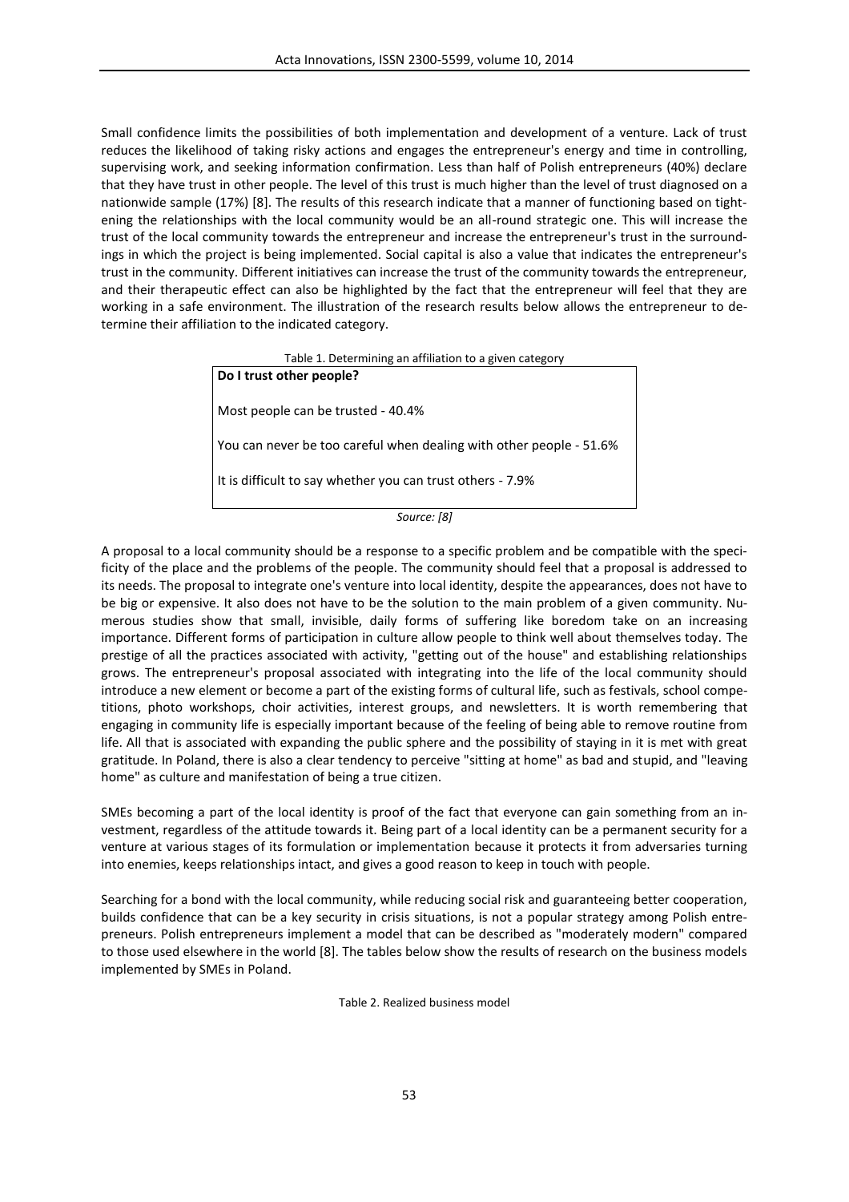Small confidence limits the possibilities of both implementation and development of a venture. Lack of trust reduces the likelihood of taking risky actions and engages the entrepreneur's energy and time in controlling, supervising work, and seeking information confirmation. Less than half of Polish entrepreneurs (40%) declare that they have trust in other people. The level of this trust is much higher than the level of trust diagnosed on a nationwide sample (17%) [8]. The results of this research indicate that a manner of functioning based on tightening the relationships with the local community would be an all-round strategic one. This will increase the trust of the local community towards the entrepreneur and increase the entrepreneur's trust in the surroundings in which the project is being implemented. Social capital is also a value that indicates the entrepreneur's trust in the community. Different initiatives can increase the trust of the community towards the entrepreneur, and their therapeutic effect can also be highlighted by the fact that the entrepreneur will feel that they are working in a safe environment. The illustration of the research results below allows the entrepreneur to determine their affiliation to the indicated category.

Table 1. Determining an affiliation to a given category

| **Do I trust other people?** |
|---|
| Most people can be trusted - 40.4% |
| You can never be too careful when dealing with other people - 51.6% |
| It is difficult to say whether you can trust others - 7.9% |

*Source: [8]*

A proposal to a local community should be a response to a specific problem and be compatible with the specificity of the place and the problems of the people. The community should feel that a proposal is addressed to its needs. The proposal to integrate one's venture into local identity, despite the appearances, does not have to be big or expensive. It also does not have to be the solution to the main problem of a given community. Numerous studies show that small, invisible, daily forms of suffering like boredom take on an increasing importance. Different forms of participation in culture allow people to think well about themselves today. The prestige of all the practices associated with activity, "getting out of the house" and establishing relationships grows. The entrepreneur's proposal associated with integrating into the life of the local community should introduce a new element or become a part of the existing forms of cultural life, such as festivals, school competitions, photo workshops, choir activities, interest groups, and newsletters. It is worth remembering that engaging in community life is especially important because of the feeling of being able to remove routine from life. All that is associated with expanding the public sphere and the possibility of staying in it is met with great gratitude. In Poland, there is also a clear tendency to perceive "sitting at home" as bad and stupid, and "leaving home" as culture and manifestation of being a true citizen.

SMEs becoming a part of the local identity is proof of the fact that everyone can gain something from an investment, regardless of the attitude towards it. Being part of a local identity can be a permanent security for a venture at various stages of its formulation or implementation because it protects it from adversaries turning into enemies, keeps relationships intact, and gives a good reason to keep in touch with people.

Searching for a bond with the local community, while reducing social risk and guaranteeing better cooperation, builds confidence that can be a key security in crisis situations, is not a popular strategy among Polish entrepreneurs. Polish entrepreneurs implement a model that can be described as "moderately modern" compared to those used elsewhere in the world [8]. The tables below show the results of research on the business models implemented by SMEs in Poland.

Table 2. Realized business model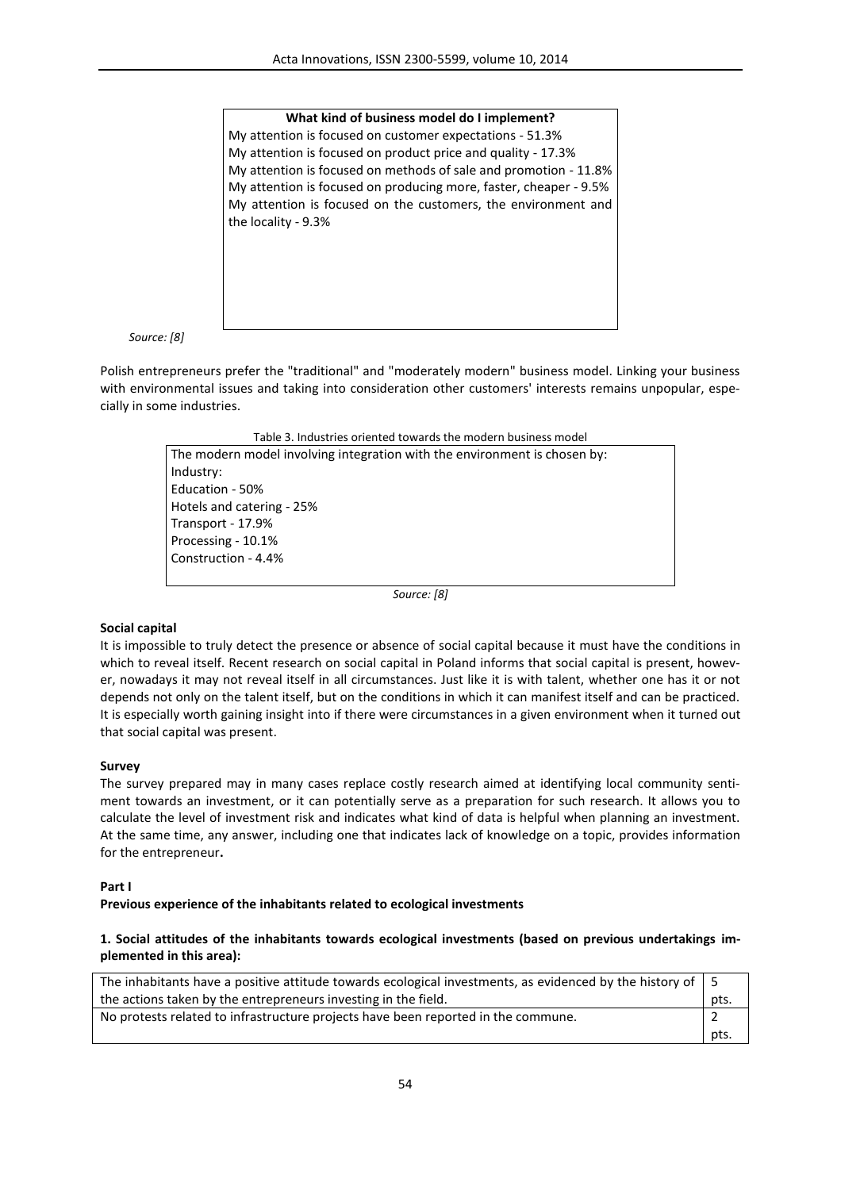**What kind of business model do I implement?**

My attention is focused on customer expectations - 51.3%
My attention is focused on product price and quality - 17.3%
My attention is focused on methods of sale and promotion - 11.8%
My attention is focused on producing more, faster, cheaper - 9.5%
My attention is focused on the customers, the environment and the locality - 9.3%

*Source: [8]*

Polish entrepreneurs prefer the "traditional" and "moderately modern" business model. Linking your business with environmental issues and taking into consideration other customers' interests remains unpopular, especially in some industries.

Table 3. Industries oriented towards the modern business model

The modern model involving integration with the environment is chosen by:
Industry:
Education - 50%
Hotels and catering - 25%
Transport - 17.9%
Processing - 10.1%
Construction - 4.4%

*Source: [8]*

**Social capital**

It is impossible to truly detect the presence or absence of social capital because it must have the conditions in which to reveal itself. Recent research on social capital in Poland informs that social capital is present, however, nowadays it may not reveal itself in all circumstances. Just like it is with talent, whether one has it or not depends not only on the talent itself, but on the conditions in which it can manifest itself and can be practiced. It is especially worth gaining insight into if there were circumstances in a given environment when it turned out that social capital was present.

**Survey**

The survey prepared may in many cases replace costly research aimed at identifying local community sentiment towards an investment, or it can potentially serve as a preparation for such research. It allows you to calculate the level of investment risk and indicates what kind of data is helpful when planning an investment. At the same time, any answer, including one that indicates lack of knowledge on a topic, provides information for the entrepreneur**.**

**Part I**

**Previous experience of the inhabitants related to ecological investments**

**1. Social attitudes of the inhabitants towards ecological investments (based on previous undertakings implemented in this area):**

| | |
|---|---|
| The inhabitants have a positive attitude towards ecological investments, as evidenced by the history of the actions taken by the entrepreneurs investing in the field. | 5 pts. |
| No protests related to infrastructure projects have been reported in the commune. | 2 pts. |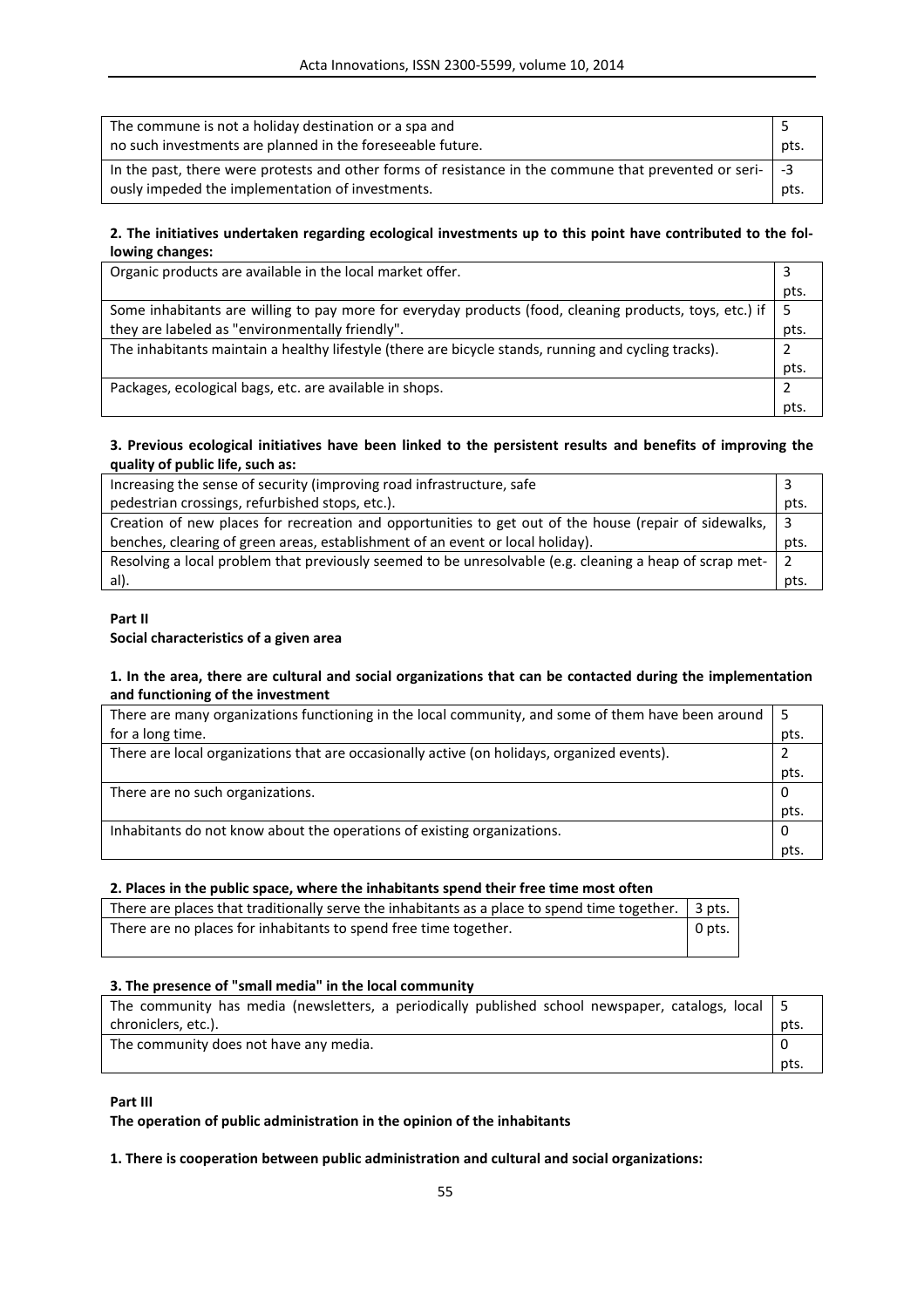| | |
|---|---|
| The commune is not a holiday destination or a spa and no such investments are planned in the foreseeable future. | 5 pts. |
| In the past, there were protests and other forms of resistance in the commune that prevented or seriously impeded the implementation of investments. | -3 pts. |

**2. The initiatives undertaken regarding ecological investments up to this point have contributed to the following changes:**

| | |
|---|---|
| Organic products are available in the local market offer. | 3 pts. |
| Some inhabitants are willing to pay more for everyday products (food, cleaning products, toys, etc.) if they are labeled as "environmentally friendly". | 5 pts. |
| The inhabitants maintain a healthy lifestyle (there are bicycle stands, running and cycling tracks). | 2 pts. |
| Packages, ecological bags, etc. are available in shops. | 2 pts. |

**3. Previous ecological initiatives have been linked to the persistent results and benefits of improving the quality of public life, such as:**

| | |
|---|---|
| Increasing the sense of security (improving road infrastructure, safe pedestrian crossings, refurbished stops, etc.). | 3 pts. |
| Creation of new places for recreation and opportunities to get out of the house (repair of sidewalks, benches, clearing of green areas, establishment of an event or local holiday). | 3 pts. |
| Resolving a local problem that previously seemed to be unresolvable (e.g. cleaning a heap of scrap metal). | 2 pts. |

**Part II**

**Social characteristics of a given area**

**1. In the area, there are cultural and social organizations that can be contacted during the implementation and functioning of the investment**

| | |
|---|---|
| There are many organizations functioning in the local community, and some of them have been around for a long time. | 5 pts. |
| There are local organizations that are occasionally active (on holidays, organized events). | 2 pts. |
| There are no such organizations. | 0 pts. |
| Inhabitants do not know about the operations of existing organizations. | 0 pts. |

**2. Places in the public space, where the inhabitants spend their free time most often**

| | |
|---|---|
| There are places that traditionally serve the inhabitants as a place to spend time together. | 3 pts. |
| There are no places for inhabitants to spend free time together. | 0 pts. |

**3. The presence of "small media" in the local community**

| | |
|---|---|
| The community has media (newsletters, a periodically published school newspaper, catalogs, local chroniclers, etc.). | 5 pts. |
| The community does not have any media. | 0 pts. |

**Part III**

**The operation of public administration in the opinion of the inhabitants**

**1. There is cooperation between public administration and cultural and social organizations:**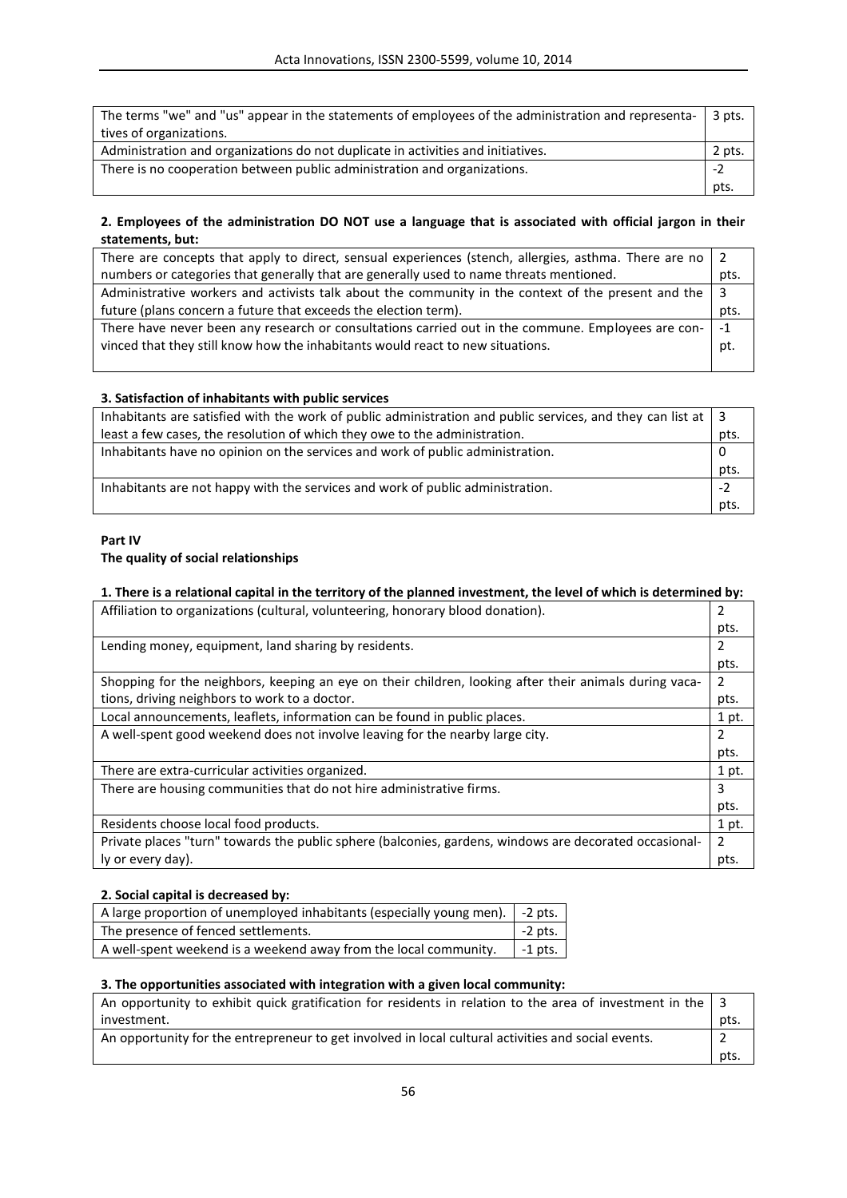| | |
|---|---|
| The terms "we" and "us" appear in the statements of employees of the administration and representatives of organizations. | 3 pts. |
| Administration and organizations do not duplicate in activities and initiatives. | 2 pts. |
| There is no cooperation between public administration and organizations. | -2 pts. |

**2. Employees of the administration DO NOT use a language that is associated with official jargon in their statements, but:**

| | |
|---|---|
| There are concepts that apply to direct, sensual experiences (stench, allergies, asthma. There are no numbers or categories that generally that are generally used to name threats mentioned. | 2 pts. |
| Administrative workers and activists talk about the community in the context of the present and the future (plans concern a future that exceeds the election term). | 3 pts. |
| There have never been any research or consultations carried out in the commune. Employees are convinced that they still know how the inhabitants would react to new situations. | -1 pt. |

**3. Satisfaction of inhabitants with public services**

| | |
|---|---|
| Inhabitants are satisfied with the work of public administration and public services, and they can list at least a few cases, the resolution of which they owe to the administration. | 3 pts. |
| Inhabitants have no opinion on the services and work of public administration. | 0 pts. |
| Inhabitants are not happy with the services and work of public administration. | -2 pts. |

**Part IV**

**The quality of social relationships**

**1. There is a relational capital in the territory of the planned investment, the level of which is determined by:**

| | |
|---|---|
| Affiliation to organizations (cultural, volunteering, honorary blood donation). | 2 pts. |
| Lending money, equipment, land sharing by residents. | 2 pts. |
| Shopping for the neighbors, keeping an eye on their children, looking after their animals during vacations, driving neighbors to work to a doctor. | 2 pts. |
| Local announcements, leaflets, information can be found in public places. | 1 pt. |
| A well-spent good weekend does not involve leaving for the nearby large city. | 2 pts. |
| There are extra-curricular activities organized. | 1 pt. |
| There are housing communities that do not hire administrative firms. | 3 pts. |
| Residents choose local food products. | 1 pt. |
| Private places "turn" towards the public sphere (balconies, gardens, windows are decorated occasionally or every day). | 2 pts. |

**2. Social capital is decreased by:**

| | |
|---|---|
| A large proportion of unemployed inhabitants (especially young men). | -2 pts. |
| The presence of fenced settlements. | -2 pts. |
| A well-spent weekend is a weekend away from the local community. | -1 pts. |

**3. The opportunities associated with integration with a given local community:**

| | |
|---|---|
| An opportunity to exhibit quick gratification for residents in relation to the area of investment in the investment. | 3 pts. |
| An opportunity for the entrepreneur to get involved in local cultural activities and social events. | 2 pts. |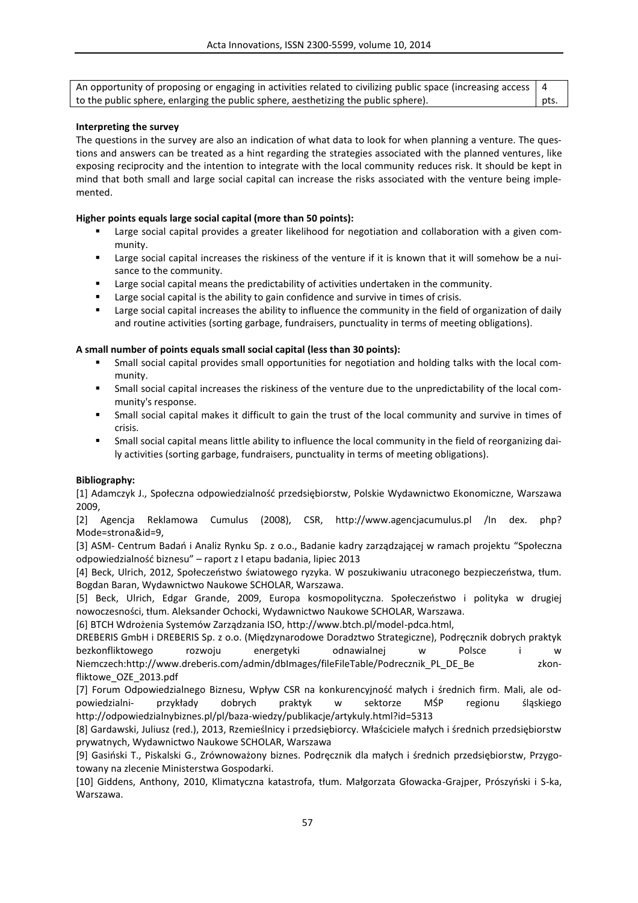| An opportunity of proposing or engaging in activities related to civilizing public space (increasing access to the public sphere, enlarging the public sphere, aesthetizing the public sphere). | 4 pts. |
|---|---|

**Interpreting the survey**

The questions in the survey are also an indication of what data to look for when planning a venture. The questions and answers can be treated as a hint regarding the strategies associated with the planned ventures, like exposing reciprocity and the intention to integrate with the local community reduces risk. It should be kept in mind that both small and large social capital can increase the risks associated with the venture being implemented.

**Higher points equals large social capital (more than 50 points):**

- Large social capital provides a greater likelihood for negotiation and collaboration with a given community.
- Large social capital increases the riskiness of the venture if it is known that it will somehow be a nuisance to the community.
- Large social capital means the predictability of activities undertaken in the community.
- Large social capital is the ability to gain confidence and survive in times of crisis.
- Large social capital increases the ability to influence the community in the field of organization of daily and routine activities (sorting garbage, fundraisers, punctuality in terms of meeting obligations).

**A small number of points equals small social capital (less than 30 points):**

- Small social capital provides small opportunities for negotiation and holding talks with the local community.
- Small social capital increases the riskiness of the venture due to the unpredictability of the local community's response.
- Small social capital makes it difficult to gain the trust of the local community and survive in times of crisis.
- Small social capital means little ability to influence the local community in the field of reorganizing daily activities (sorting garbage, fundraisers, punctuality in terms of meeting obligations).

**Bibliography:**

[1] Adamczyk J., Społeczna odpowiedzialność przedsiębiorstw, Polskie Wydawnictwo Ekonomiczne, Warszawa 2009,

[2] Agencja Reklamowa Cumulus (2008), CSR, http://www.agencjacumulus.pl /In dex. php? Mode=strona&id=9,

[3] ASM- Centrum Badań i Analiz Rynku Sp. z o.o., Badanie kadry zarządzającej w ramach projektu "Społeczna odpowiedzialność biznesu" – raport z I etapu badania, lipiec 2013

[4] Beck, Ulrich, 2012, Społeczeństwo światowego ryzyka. W poszukiwaniu utraconego bezpieczeństwa, tłum. Bogdan Baran, Wydawnictwo Naukowe SCHOLAR, Warszawa.

[5] Beck, Ulrich, Edgar Grande, 2009, Europa kosmopolityczna. Społeczeństwo i polityka w drugiej nowoczesności, tłum. Aleksander Ochocki, Wydawnictwo Naukowe SCHOLAR, Warszawa.

[6] BTCH Wdrożenia Systemów Zarządzania ISO, http://www.btch.pl/model-pdca.html,

DREBERIS GmbH i DREBERIS Sp. z o.o. (Międzynarodowe Doradztwo Strategiczne), Podręcznik dobrych praktyk bezkonfliktowego rozwoju energetyki odnawialnej w Polsce i w Niemczech:http://www.dreberis.com/admin/dbImages/fileFileTable/Podrecznik_PL_DE_Be zkonfliktowe_OZE_2013.pdf

[7] Forum Odpowiedzialnego Biznesu, Wpływ CSR na konkurencyjność małych i średnich firm. Mali, ale odpowiedzialni- przykłady dobrych praktyk w sektorze MŚP regionu śląskiego http://odpowiedzialnybiznes.pl/pl/baza-wiedzy/publikacje/artykuly.html?id=5313

[8] Gardawski, Juliusz (red.), 2013, Rzemieślnicy i przedsiębiorcy. Właściciele małych i średnich przedsiębiorstw prywatnych, Wydawnictwo Naukowe SCHOLAR, Warszawa

[9] Gasiński T., Piskalski G., Zrównoważony biznes. Podręcznik dla małych i średnich przedsiębiorstw, Przygotowany na zlecenie Ministerstwa Gospodarki.

[10] Giddens, Anthony, 2010, Klimatyczna katastrofa, tłum. Małgorzata Głowacka-Grajper, Prószyński i S-ka, Warszawa.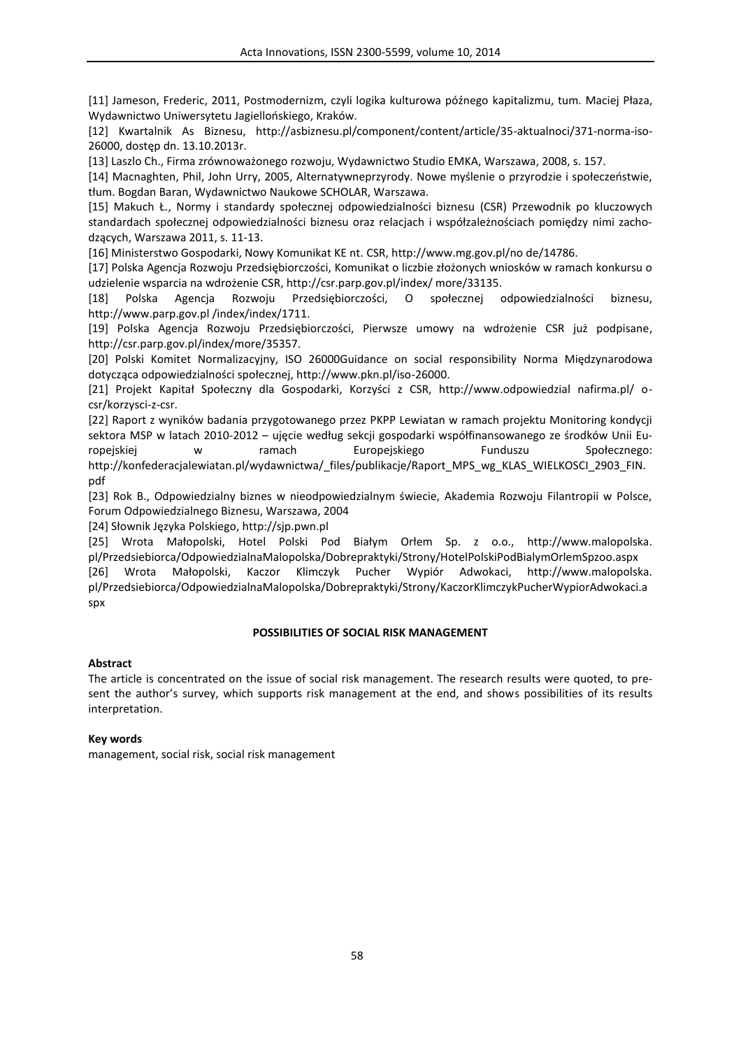[11] Jameson, Frederic, 2011, Postmodernizm, czyli logika kulturowa późnego kapitalizmu, tum. Maciej Płaza, Wydawnictwo Uniwersytetu Jagiellońskiego, Kraków.

[12] Kwartalnik As Biznesu, http://asbiznesu.pl/component/content/article/35-aktualnoci/371-norma-iso-26000, dostęp dn. 13.10.2013r.

[13] Laszlo Ch., Firma zrównoważonego rozwoju, Wydawnictwo Studio EMKA, Warszawa, 2008, s. 157.

[14] Macnaghten, Phil, John Urry, 2005, Alternatywneprzyrody. Nowe myślenie o przyrodzie i społeczeństwie, tłum. Bogdan Baran, Wydawnictwo Naukowe SCHOLAR, Warszawa.

[15] Makuch Ł., Normy i standardy społecznej odpowiedzialności biznesu (CSR) Przewodnik po kluczowych standardach społecznej odpowiedzialności biznesu oraz relacjach i współzależnościach pomiędzy nimi zachodzących, Warszawa 2011, s. 11-13.

[16] Ministerstwo Gospodarki, Nowy Komunikat KE nt. CSR, http://www.mg.gov.pl/no de/14786.

[17] Polska Agencja Rozwoju Przedsiębiorczości, Komunikat o liczbie złożonych wniosków w ramach konkursu o udzielenie wsparcia na wdrożenie CSR, http://csr.parp.gov.pl/index/ more/33135.

[18] Polska Agencja Rozwoju Przedsiębiorczości, O społecznej odpowiedzialności biznesu, http://www.parp.gov.pl /index/index/1711.

[19] Polska Agencja Rozwoju Przedsiębiorczości, Pierwsze umowy na wdrożenie CSR już podpisane, http://csr.parp.gov.pl/index/more/35357.

[20] Polski Komitet Normalizacyjny, ISO 26000Guidance on social responsibility Norma Międzynarodowa dotycząca odpowiedzialności społecznej, http://www.pkn.pl/iso-26000.

[21] Projekt Kapitał Społeczny dla Gospodarki, Korzyści z CSR, http://www.odpowiedzial nafirma.pl/ o-csr/korzysci-z-csr.

[22] Raport z wyników badania przygotowanego przez PKPP Lewiatan w ramach projektu Monitoring kondycji sektora MSP w latach 2010-2012 – ujęcie według sekcji gospodarki współfinansowanego ze środków Unii Europejskiej w ramach Europejskiego Funduszu Społecznego: http://konfederacjalewiatan.pl/wydawnictwa/_files/publikacje/Raport_MPS_wg_KLAS_WIELKOSCI_2903_FIN.pdf

[23] Rok B., Odpowiedzialny biznes w nieodpowiedzialnym świecie, Akademia Rozwoju Filantropii w Polsce, Forum Odpowiedzialnego Biznesu, Warszawa, 2004

[24] Słownik Języka Polskiego, http://sjp.pwn.pl

[25] Wrota Małopolski, Hotel Polski Pod Białym Orłem Sp. z o.o., http://www.malopolska.pl/Przedsiebiorca/OdpowiedzialnaMalopolska/Dobrepraktyki/Strony/HotelPolskiPodBialymOrlemSpzoo.aspx

[26] Wrota Małopolski, Kaczor Klimczyk Pucher Wypiór Adwokaci, http://www.malopolska.pl/Przedsiebiorca/OdpowiedzialnaMalopolska/Dobrepraktyki/Strony/KaczorKlimczykPucherWypiorAdwokaci.aspx

## POSSIBILITIES OF SOCIAL RISK MANAGEMENT

**Abstract**

The article is concentrated on the issue of social risk management. The research results were quoted, to present the author's survey, which supports risk management at the end, and shows possibilities of its results interpretation.

**Key words**

management, social risk, social risk management